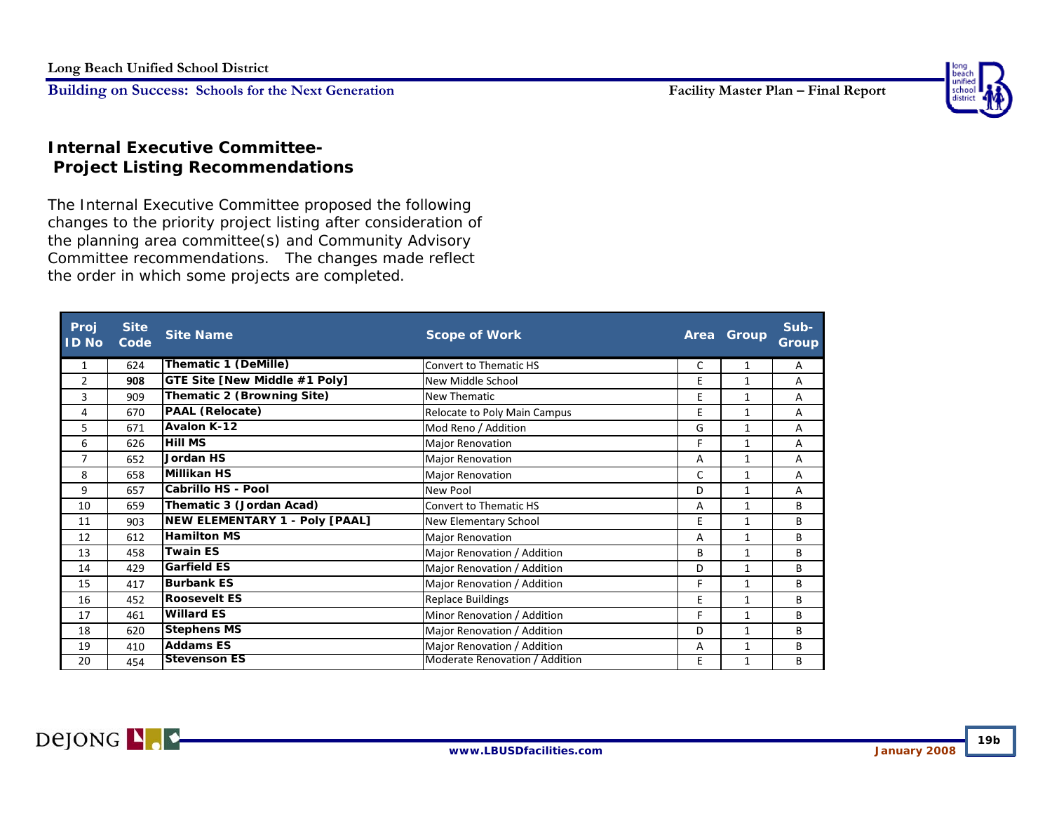## Internal Executive Committee- Project Listing Recommendations

The Internal Executive Committee proposed the following changes to the priority project listing after consideration of the planning area committee(s) and Community Advisory Committee recommendations. The changes made reflect the order in which some projects are completed.

| Proj ID No | Site Code | Site Name | Scope of Work | Area | Group | Sub-Group |
|---|---|---|---|---|---|---|
| 1 | 624 | **Thematic 1 (DeMille)** | Convert to Thematic HS | C | 1 | A |
| 2 | **908** | **GTE Site [New Middle #1 Poly]** | New Middle School | E | 1 | A |
| 3 | 909 | **Thematic 2 (Browning Site)** | New Thematic | E | 1 | A |
| 4 | 670 | **PAAL (Relocate)** | Relocate to Poly Main Campus | E | 1 | A |
| 5 | 671 | **Avalon K-12** | Mod Reno / Addition | G | 1 | A |
| 6 | 626 | **Hill MS** | Major Renovation | F | 1 | A |
| 7 | 652 | **Jordan HS** | Major Renovation | A | 1 | A |
| 8 | 658 | **Millikan HS** | Major Renovation | C | 1 | A |
| 9 | 657 | **Cabrillo HS - Pool** | New Pool | D | 1 | A |
| 10 | 659 | **Thematic 3 (Jordan Acad)** | Convert to Thematic HS | A | 1 | B |
| 11 | 903 | **NEW ELEMENTARY 1 - Poly [PAAL]** | New Elementary School | E | 1 | B |
| 12 | 612 | **Hamilton MS** | Major Renovation | A | 1 | B |
| 13 | 458 | **Twain ES** | Major Renovation / Addition | B | 1 | B |
| 14 | 429 | **Garfield ES** | Major Renovation / Addition | D | 1 | B |
| 15 | 417 | **Burbank ES** | Major Renovation / Addition | F | 1 | B |
| 16 | 452 | **Roosevelt ES** | Replace Buildings | E | 1 | B |
| 17 | 461 | **Willard ES** | Minor Renovation / Addition | F | 1 | B |
| 18 | 620 | **Stephens MS** | Major Renovation / Addition | D | 1 | B |
| 19 | 410 | **Addams ES** | Major Renovation / Addition | A | 1 | B |
| 20 | 454 | **Stevenson ES** | Moderate Renovation / Addition | E | 1 | B |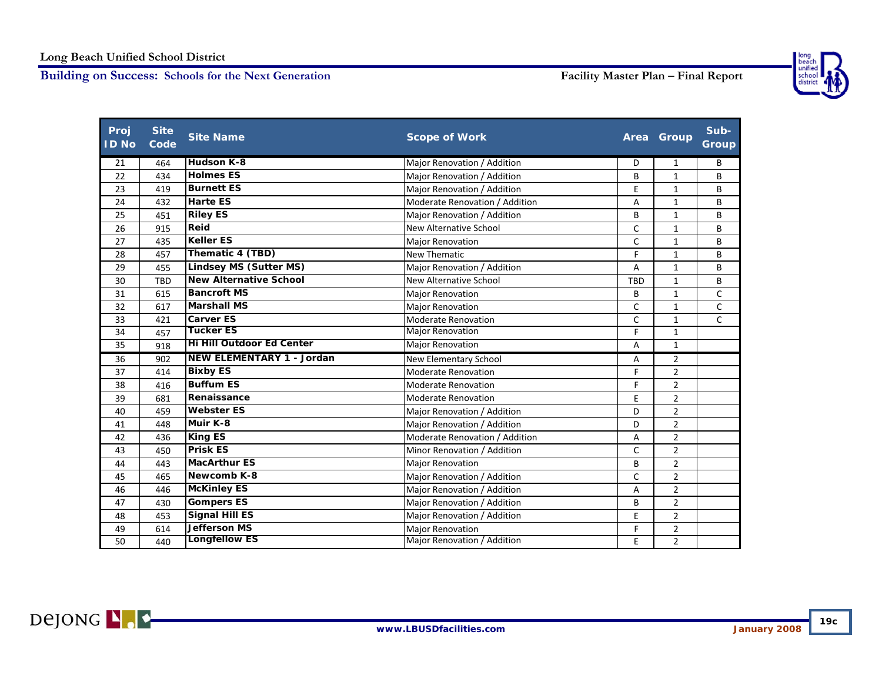| Proj ID No | Site Code | Site Name | Scope of Work | Area | Group | Sub-Group |
|---|---|---|---|---|---|---|
| 21 | 464 | **Hudson K-8** | Major Renovation / Addition | D | 1 | B |
| 22 | 434 | **Holmes ES** | Major Renovation / Addition | B | 1 | B |
| 23 | 419 | **Burnett ES** | Major Renovation / Addition | E | 1 | B |
| 24 | 432 | **Harte ES** | Moderate Renovation / Addition | A | 1 | B |
| 25 | 451 | **Riley ES** | Major Renovation / Addition | B | 1 | B |
| 26 | 915 | **Reid** | New Alternative School | C | 1 | B |
| 27 | 435 | **Keller ES** | Major Renovation | C | 1 | B |
| 28 | 457 | **Thematic 4 (TBD)** | New Thematic | F | 1 | B |
| 29 | 455 | **Lindsey MS (Sutter MS)** | Major Renovation / Addition | A | 1 | B |
| 30 | TBD | **New Alternative School** | New Alternative School | TBD | 1 | B |
| 31 | 615 | **Bancroft MS** | Major Renovation | B | 1 | C |
| 32 | 617 | **Marshall MS** | Major Renovation | C | 1 | C |
| 33 | 421 | **Carver ES** | Moderate Renovation | C | 1 | C |
| 34 | 457 | **Tucker ES** | Major Renovation | F | 1 | |
| 35 | 918 | **Hi Hill Outdoor Ed Center** | Major Renovation | A | 1 | |
| 36 | 902 | **NEW ELEMENTARY 1 - Jordan** | New Elementary School | A | 2 | |
| 37 | 414 | **Bixby ES** | Moderate Renovation | F | 2 | |
| 38 | 416 | **Buffum ES** | Moderate Renovation | F | 2 | |
| 39 | 681 | **Renaissance** | Moderate Renovation | E | 2 | |
| 40 | 459 | **Webster ES** | Major Renovation / Addition | D | 2 | |
| 41 | 448 | **Muir K-8** | Major Renovation / Addition | D | 2 | |
| 42 | 436 | **King ES** | Moderate Renovation / Addition | A | 2 | |
| 43 | 450 | **Prisk ES** | Minor Renovation / Addition | C | 2 | |
| 44 | 443 | **MacArthur ES** | Major Renovation | B | 2 | |
| 45 | 465 | **Newcomb K-8** | Major Renovation / Addition | C | 2 | |
| 46 | 446 | **McKinley ES** | Major Renovation / Addition | A | 2 | |
| 47 | 430 | **Gompers ES** | Major Renovation / Addition | B | 2 | |
| 48 | 453 | **Signal Hill ES** | Major Renovation / Addition | E | 2 | |
| 49 | 614 | **Jefferson MS** | Major Renovation | F | 2 | |
| 50 | 440 | **Longfellow ES** | Major Renovation / Addition | E | 2 | |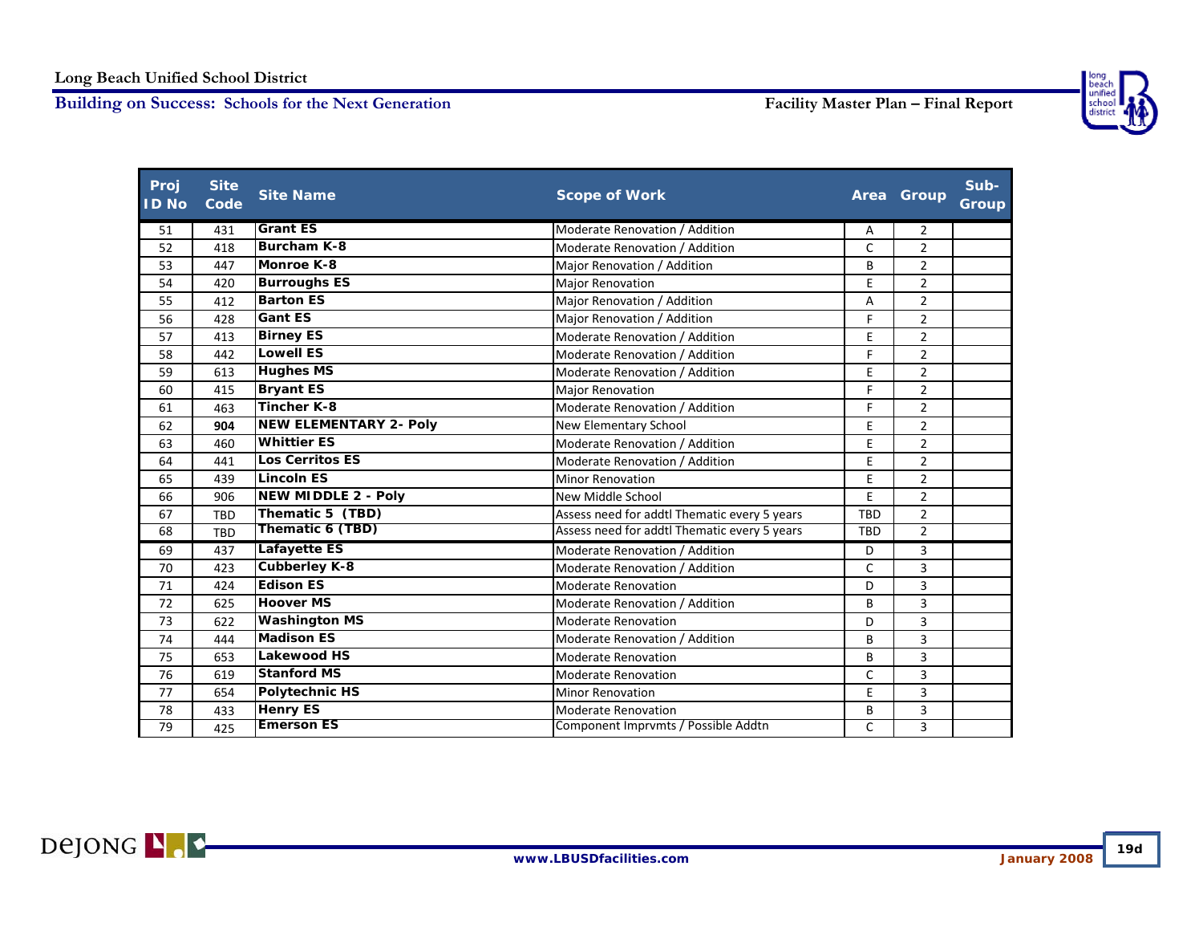| Proj ID No | Site Code | Site Name | Scope of Work | Area | Group | Sub-Group |
|---|---|---|---|---|---|---|
| 51 | 431 | **Grant ES** | Moderate Renovation / Addition | A | 2 | |
| 52 | 418 | **Burcham K-8** | Moderate Renovation / Addition | C | 2 | |
| 53 | 447 | **Monroe K-8** | Major Renovation / Addition | B | 2 | |
| 54 | 420 | **Burroughs ES** | Major Renovation | E | 2 | |
| 55 | 412 | **Barton ES** | Major Renovation / Addition | A | 2 | |
| 56 | 428 | **Gant ES** | Major Renovation / Addition | F | 2 | |
| 57 | 413 | **Birney ES** | Moderate Renovation / Addition | E | 2 | |
| 58 | 442 | **Lowell ES** | Moderate Renovation / Addition | F | 2 | |
| 59 | 613 | **Hughes MS** | Moderate Renovation / Addition | E | 2 | |
| 60 | 415 | **Bryant ES** | Major Renovation | F | 2 | |
| 61 | 463 | **Tincher K-8** | Moderate Renovation / Addition | F | 2 | |
| 62 | **904** | **NEW ELEMENTARY 2- Poly** | New Elementary School | E | 2 | |
| 63 | 460 | **Whittier ES** | Moderate Renovation / Addition | E | 2 | |
| 64 | 441 | **Los Cerritos ES** | Moderate Renovation / Addition | E | 2 | |
| 65 | 439 | **Lincoln ES** | Minor Renovation | E | 2 | |
| 66 | 906 | **NEW MIDDLE 2 - Poly** | New Middle School | E | 2 | |
| 67 | TBD | **Thematic 5 (TBD)** | Assess need for addtl Thematic every 5 years | TBD | 2 | |
| 68 | TBD | **Thematic 6 (TBD)** | Assess need for addtl Thematic every 5 years | TBD | 2 | |
| 69 | 437 | **Lafayette ES** | Moderate Renovation / Addition | D | 3 | |
| 70 | 423 | **Cubberley K-8** | Moderate Renovation / Addition | C | 3 | |
| 71 | 424 | **Edison ES** | Moderate Renovation | D | 3 | |
| 72 | 625 | **Hoover MS** | Moderate Renovation / Addition | B | 3 | |
| 73 | 622 | **Washington MS** | Moderate Renovation | D | 3 | |
| 74 | 444 | **Madison ES** | Moderate Renovation / Addition | B | 3 | |
| 75 | 653 | **Lakewood HS** | Moderate Renovation | B | 3 | |
| 76 | 619 | **Stanford MS** | Moderate Renovation | C | 3 | |
| 77 | 654 | **Polytechnic HS** | Minor Renovation | E | 3 | |
| 78 | 433 | **Henry ES** | Moderate Renovation | B | 3 | |
| 79 | 425 | **Emerson ES** | Component Imprvmts / Possible Addtn | C | 3 | |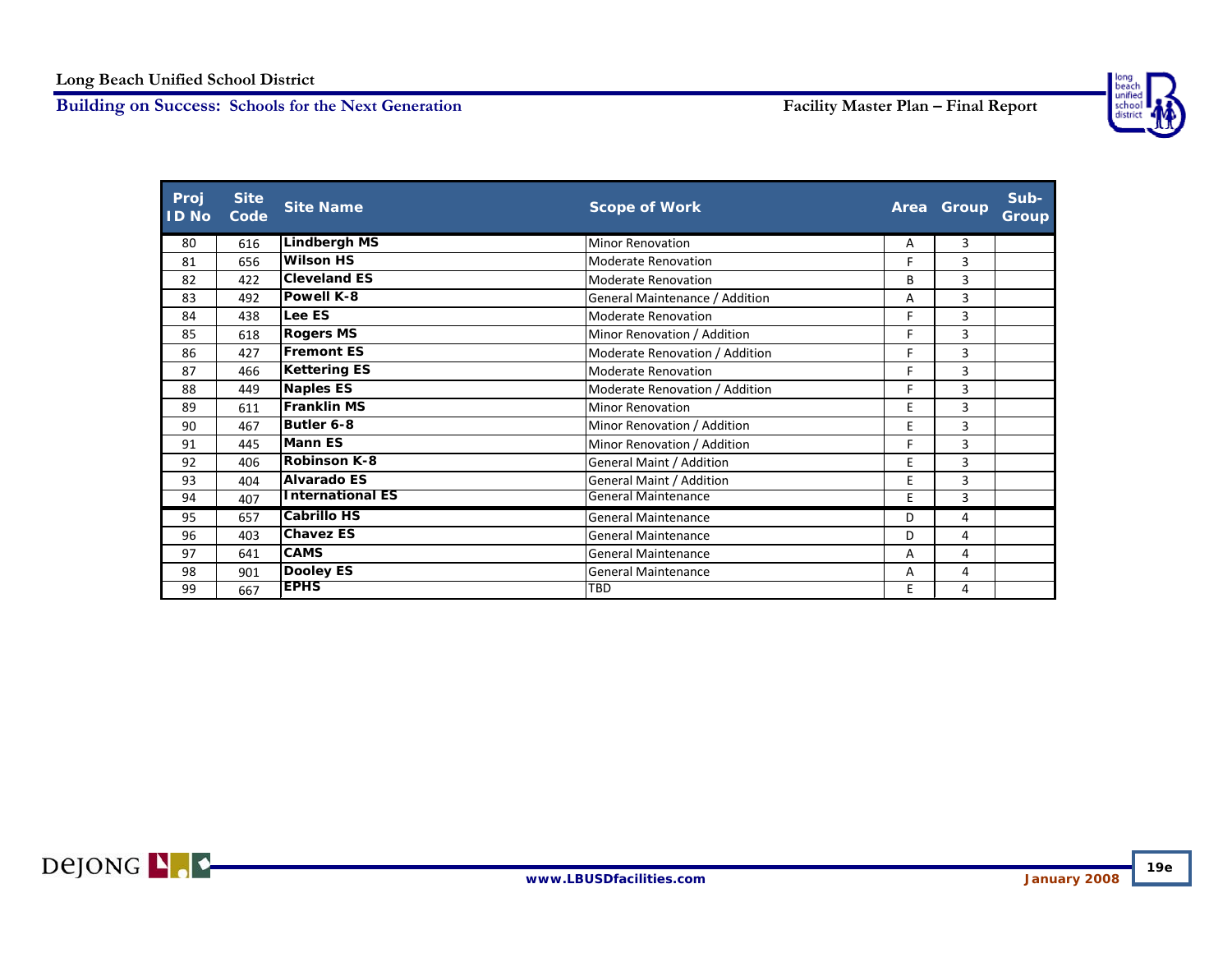| Proj ID No | Site Code | Site Name | Scope of Work | Area | Group | Sub-Group |
|---|---|---|---|---|---|---|
| 80 | 616 | **Lindbergh MS** | Minor Renovation | A | 3 | |
| 81 | 656 | **Wilson HS** | Moderate Renovation | F | 3 | |
| 82 | 422 | **Cleveland ES** | Moderate Renovation | B | 3 | |
| 83 | 492 | **Powell K-8** | General Maintenance / Addition | A | 3 | |
| 84 | 438 | **Lee ES** | Moderate Renovation | F | 3 | |
| 85 | 618 | **Rogers MS** | Minor Renovation / Addition | F | 3 | |
| 86 | 427 | **Fremont ES** | Moderate Renovation / Addition | F | 3 | |
| 87 | 466 | **Kettering ES** | Moderate Renovation | F | 3 | |
| 88 | 449 | **Naples ES** | Moderate Renovation / Addition | F | 3 | |
| 89 | 611 | **Franklin MS** | Minor Renovation | E | 3 | |
| 90 | 467 | **Butler 6-8** | Minor Renovation / Addition | E | 3 | |
| 91 | 445 | **Mann ES** | Minor Renovation / Addition | F | 3 | |
| 92 | 406 | **Robinson K-8** | General Maint / Addition | E | 3 | |
| 93 | 404 | **Alvarado ES** | General Maint / Addition | E | 3 | |
| 94 | 407 | **International ES** | General Maintenance | E | 3 | |
| 95 | 657 | **Cabrillo HS** | General Maintenance | D | 4 | |
| 96 | 403 | **Chavez ES** | General Maintenance | D | 4 | |
| 97 | 641 | **CAMS** | General Maintenance | A | 4 | |
| 98 | 901 | **Dooley ES** | General Maintenance | A | 4 | |
| 99 | 667 | **EPHS** | TBD | E | 4 | |